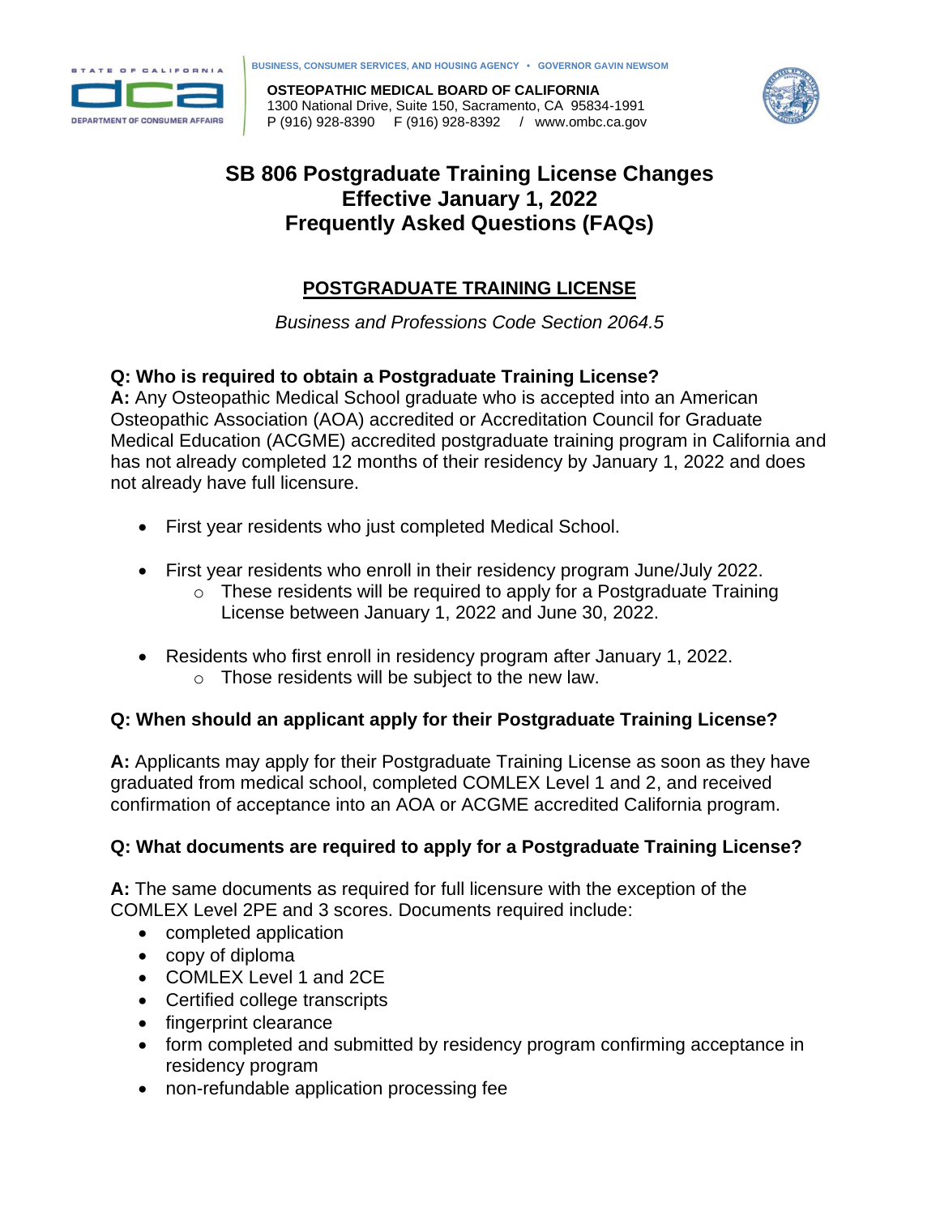BUSINESS, CONSUMER SERVICES, AND HOUSING AGENCY • GOVERNOR GAVIN NEWSOM

**OSTEOPATHIC MEDICAL BOARD OF CALIFORNIA**
1300 National Drive, Suite 150, Sacramento, CA 95834-1991
P (916) 928-8390 F (916) 928-8392 / www.ombc.ca.gov

# SB 806 Postgraduate Training License Changes Effective January 1, 2022 Frequently Asked Questions (FAQs)

## POSTGRADUATE TRAINING LICENSE

*Business and Professions Code Section 2064.5*

**Q: Who is required to obtain a Postgraduate Training License?**
**A:** Any Osteopathic Medical School graduate who is accepted into an American Osteopathic Association (AOA) accredited or Accreditation Council for Graduate Medical Education (ACGME) accredited postgraduate training program in California and has not already completed 12 months of their residency by January 1, 2022 and does not already have full licensure.

- First year residents who just completed Medical School.
- First year residents who enroll in their residency program June/July 2022.
  - These residents will be required to apply for a Postgraduate Training License between January 1, 2022 and June 30, 2022.
- Residents who first enroll in residency program after January 1, 2022.
  - Those residents will be subject to the new law.

**Q: When should an applicant apply for their Postgraduate Training License?**

**A:** Applicants may apply for their Postgraduate Training License as soon as they have graduated from medical school, completed COMLEX Level 1 and 2, and received confirmation of acceptance into an AOA or ACGME accredited California program.

**Q: What documents are required to apply for a Postgraduate Training License?**

**A:** The same documents as required for full licensure with the exception of the COMLEX Level 2PE and 3 scores. Documents required include:

- completed application
- copy of diploma
- COMLEX Level 1 and 2CE
- Certified college transcripts
- fingerprint clearance
- form completed and submitted by residency program confirming acceptance in residency program
- non-refundable application processing fee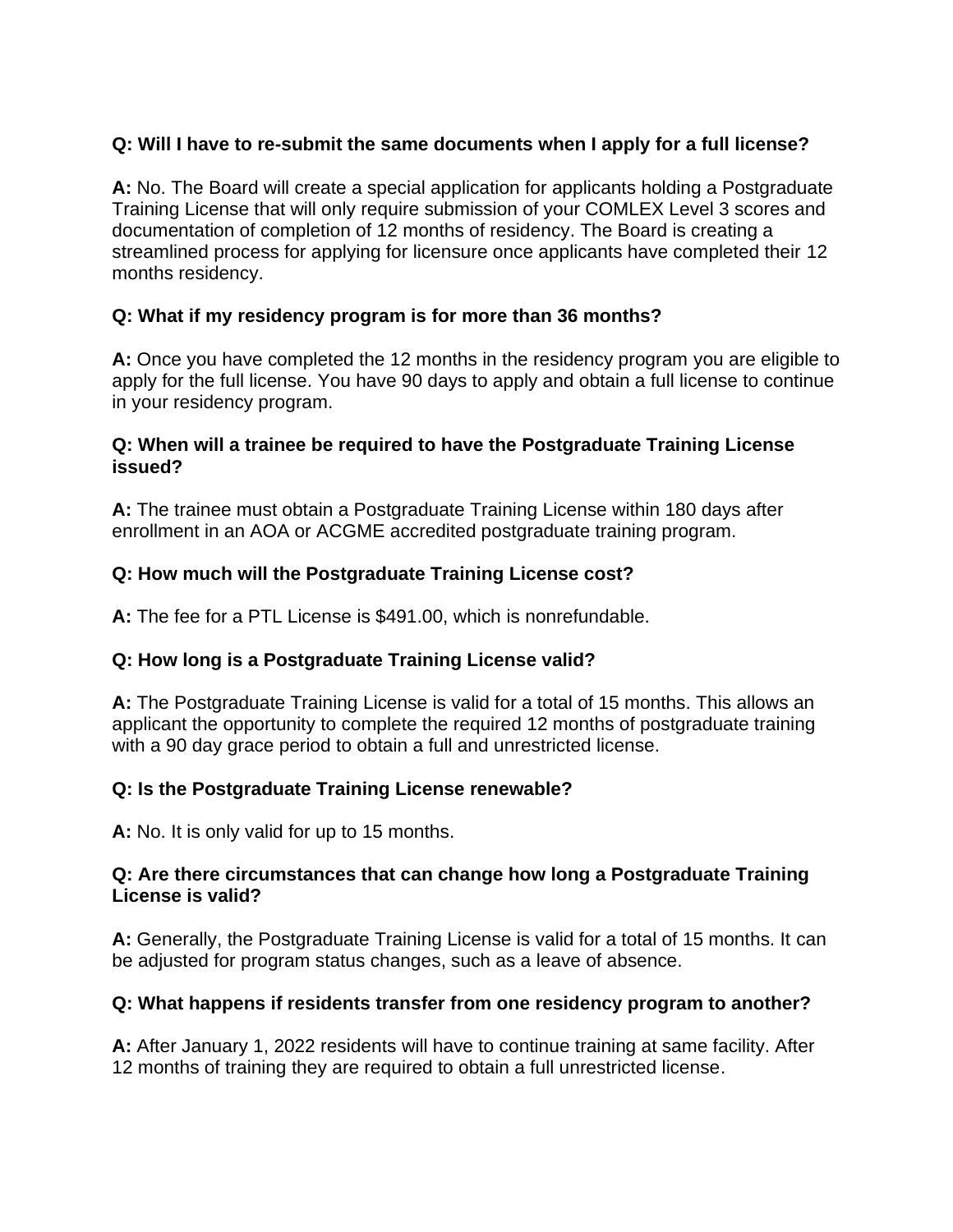**Q: Will I have to re-submit the same documents when I apply for a full license?**

**A:** No. The Board will create a special application for applicants holding a Postgraduate Training License that will only require submission of your COMLEX Level 3 scores and documentation of completion of 12 months of residency. The Board is creating a streamlined process for applying for licensure once applicants have completed their 12 months residency.

**Q: What if my residency program is for more than 36 months?**

**A:** Once you have completed the 12 months in the residency program you are eligible to apply for the full license. You have 90 days to apply and obtain a full license to continue in your residency program.

**Q: When will a trainee be required to have the Postgraduate Training License issued?**

**A:** The trainee must obtain a Postgraduate Training License within 180 days after enrollment in an AOA or ACGME accredited postgraduate training program.

**Q: How much will the Postgraduate Training License cost?**

**A:** The fee for a PTL License is $491.00, which is nonrefundable.

**Q: How long is a Postgraduate Training License valid?**

**A:** The Postgraduate Training License is valid for a total of 15 months. This allows an applicant the opportunity to complete the required 12 months of postgraduate training with a 90 day grace period to obtain a full and unrestricted license.

**Q: Is the Postgraduate Training License renewable?**

**A:** No. It is only valid for up to 15 months.

**Q: Are there circumstances that can change how long a Postgraduate Training License is valid?**

**A:** Generally, the Postgraduate Training License is valid for a total of 15 months. It can be adjusted for program status changes, such as a leave of absence.

**Q: What happens if residents transfer from one residency program to another?**

**A:** After January 1, 2022 residents will have to continue training at same facility. After 12 months of training they are required to obtain a full unrestricted license.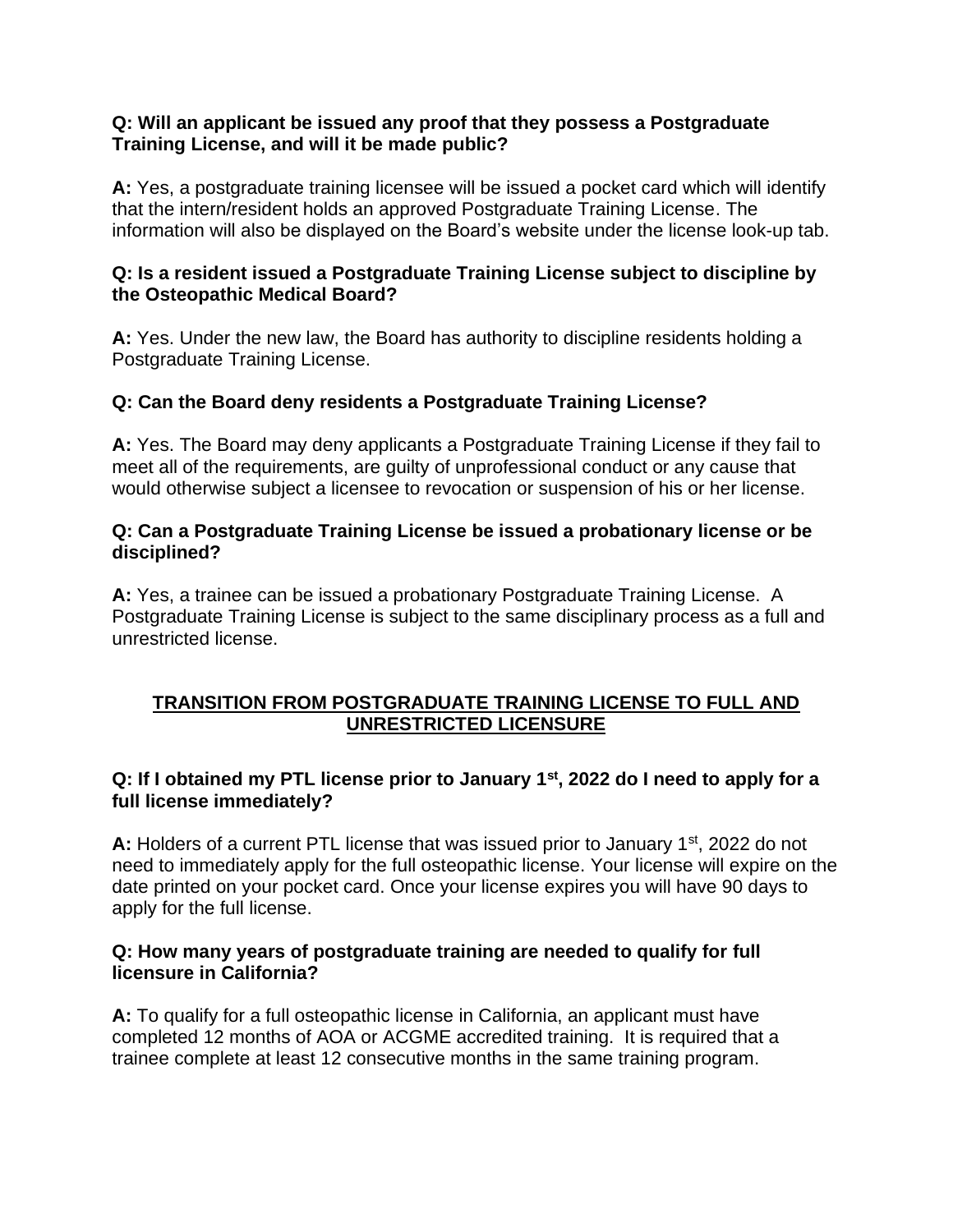**Q: Will an applicant be issued any proof that they possess a Postgraduate Training License, and will it be made public?**

**A:** Yes, a postgraduate training licensee will be issued a pocket card which will identify that the intern/resident holds an approved Postgraduate Training License. The information will also be displayed on the Board's website under the license look-up tab.

**Q: Is a resident issued a Postgraduate Training License subject to discipline by the Osteopathic Medical Board?**

**A:** Yes. Under the new law, the Board has authority to discipline residents holding a Postgraduate Training License.

**Q: Can the Board deny residents a Postgraduate Training License?**

**A:** Yes. The Board may deny applicants a Postgraduate Training License if they fail to meet all of the requirements, are guilty of unprofessional conduct or any cause that would otherwise subject a licensee to revocation or suspension of his or her license.

**Q: Can a Postgraduate Training License be issued a probationary license or be disciplined?**

**A:** Yes, a trainee can be issued a probationary Postgraduate Training License. A Postgraduate Training License is subject to the same disciplinary process as a full and unrestricted license.

## TRANSITION FROM POSTGRADUATE TRAINING LICENSE TO FULL AND UNRESTRICTED LICENSURE

**Q: If I obtained my PTL license prior to January 1st, 2022 do I need to apply for a full license immediately?**

**A:** Holders of a current PTL license that was issued prior to January 1st, 2022 do not need to immediately apply for the full osteopathic license. Your license will expire on the date printed on your pocket card. Once your license expires you will have 90 days to apply for the full license.

**Q: How many years of postgraduate training are needed to qualify for full licensure in California?**

**A:** To qualify for a full osteopathic license in California, an applicant must have completed 12 months of AOA or ACGME accredited training. It is required that a trainee complete at least 12 consecutive months in the same training program.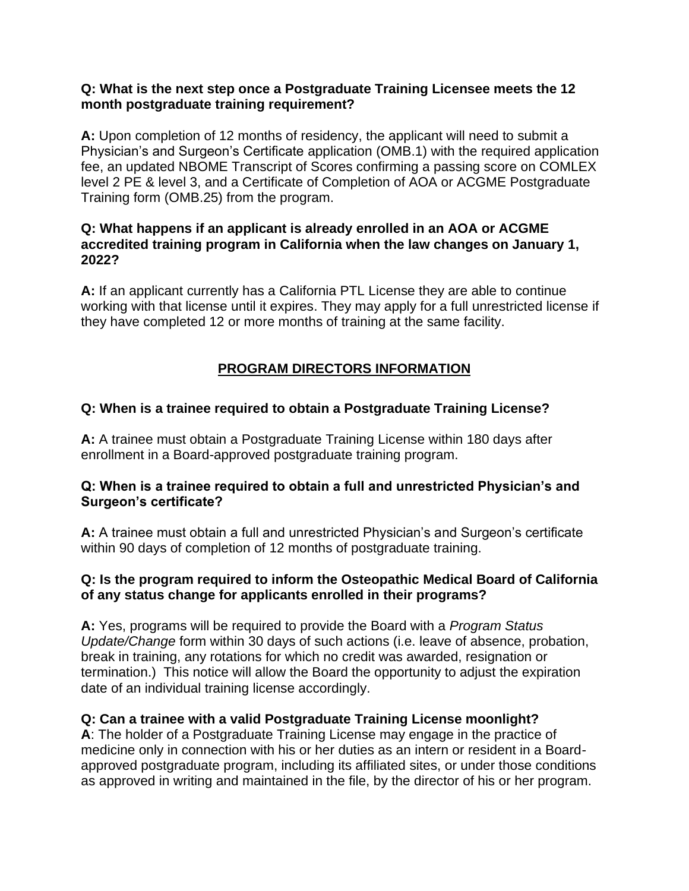**Q: What is the next step once a Postgraduate Training Licensee meets the 12 month postgraduate training requirement?**

**A:** Upon completion of 12 months of residency, the applicant will need to submit a Physician's and Surgeon's Certificate application (OMB.1) with the required application fee, an updated NBOME Transcript of Scores confirming a passing score on COMLEX level 2 PE & level 3, and a Certificate of Completion of AOA or ACGME Postgraduate Training form (OMB.25) from the program.

**Q: What happens if an applicant is already enrolled in an AOA or ACGME accredited training program in California when the law changes on January 1, 2022?**

**A:** If an applicant currently has a California PTL License they are able to continue working with that license until it expires. They may apply for a full unrestricted license if they have completed 12 or more months of training at the same facility.

## PROGRAM DIRECTORS INFORMATION

**Q: When is a trainee required to obtain a Postgraduate Training License?**

**A:** A trainee must obtain a Postgraduate Training License within 180 days after enrollment in a Board-approved postgraduate training program.

**Q: When is a trainee required to obtain a full and unrestricted Physician's and Surgeon's certificate?**

**A:** A trainee must obtain a full and unrestricted Physician's and Surgeon's certificate within 90 days of completion of 12 months of postgraduate training.

**Q: Is the program required to inform the Osteopathic Medical Board of California of any status change for applicants enrolled in their programs?**

**A:** Yes, programs will be required to provide the Board with a *Program Status Update/Change* form within 30 days of such actions (i.e. leave of absence, probation, break in training, any rotations for which no credit was awarded, resignation or termination.) This notice will allow the Board the opportunity to adjust the expiration date of an individual training license accordingly.

**Q: Can a trainee with a valid Postgraduate Training License moonlight?**

**A**: The holder of a Postgraduate Training License may engage in the practice of medicine only in connection with his or her duties as an intern or resident in a Board-approved postgraduate program, including its affiliated sites, or under those conditions as approved in writing and maintained in the file, by the director of his or her program.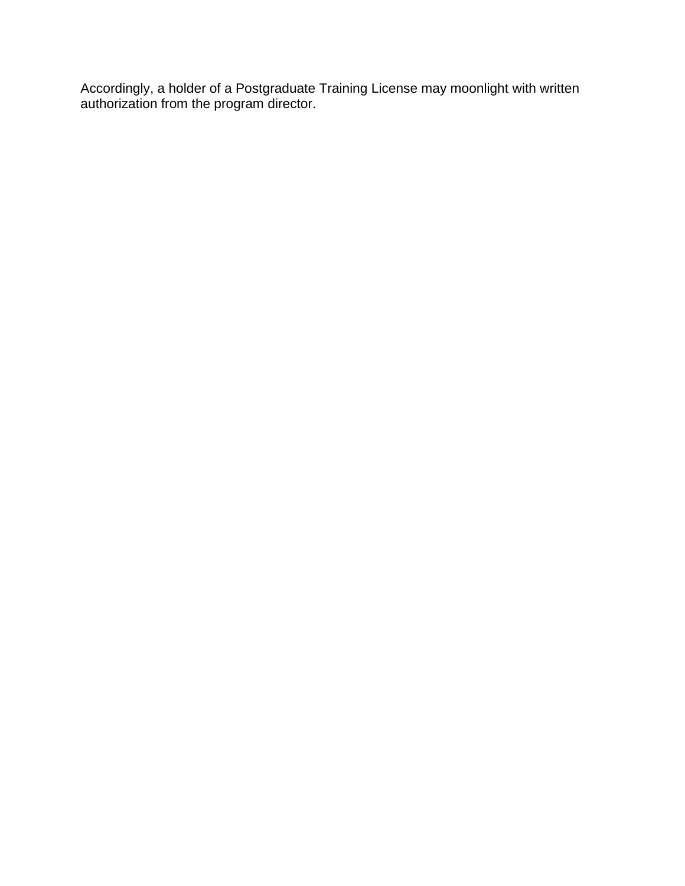Accordingly, a holder of a Postgraduate Training License may moonlight with written authorization from the program director.